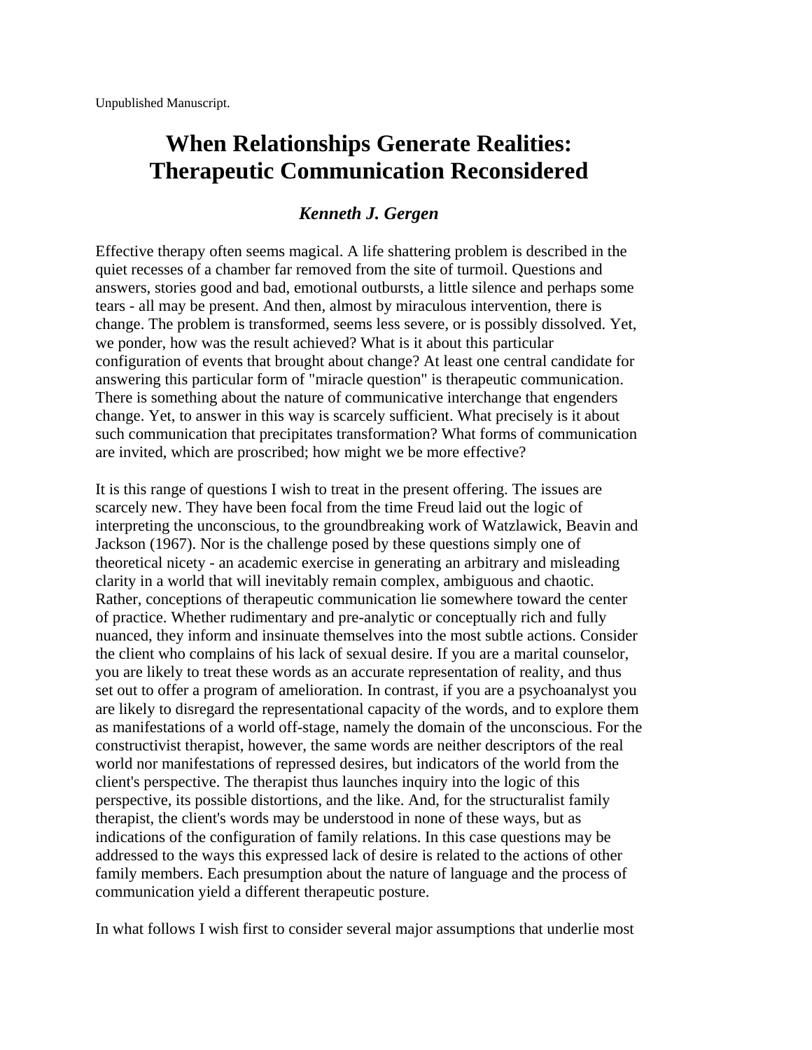Unpublished Manuscript.

# When Relationships Generate Realities: Therapeutic Communication Reconsidered

### *Kenneth J. Gergen*

Effective therapy often seems magical. A life shattering problem is described in the quiet recesses of a chamber far removed from the site of turmoil. Questions and answers, stories good and bad, emotional outbursts, a little silence and perhaps some tears - all may be present. And then, almost by miraculous intervention, there is change. The problem is transformed, seems less severe, or is possibly dissolved. Yet, we ponder, how was the result achieved? What is it about this particular configuration of events that brought about change? At least one central candidate for answering this particular form of "miracle question" is therapeutic communication. There is something about the nature of communicative interchange that engenders change. Yet, to answer in this way is scarcely sufficient. What precisely is it about such communication that precipitates transformation? What forms of communication are invited, which are proscribed; how might we be more effective?

It is this range of questions I wish to treat in the present offering. The issues are scarcely new. They have been focal from the time Freud laid out the logic of interpreting the unconscious, to the groundbreaking work of Watzlawick, Beavin and Jackson (1967). Nor is the challenge posed by these questions simply one of theoretical nicety - an academic exercise in generating an arbitrary and misleading clarity in a world that will inevitably remain complex, ambiguous and chaotic. Rather, conceptions of therapeutic communication lie somewhere toward the center of practice. Whether rudimentary and pre-analytic or conceptually rich and fully nuanced, they inform and insinuate themselves into the most subtle actions. Consider the client who complains of his lack of sexual desire. If you are a marital counselor, you are likely to treat these words as an accurate representation of reality, and thus set out to offer a program of amelioration. In contrast, if you are a psychoanalyst you are likely to disregard the representational capacity of the words, and to explore them as manifestations of a world off-stage, namely the domain of the unconscious. For the constructivist therapist, however, the same words are neither descriptors of the real world nor manifestations of repressed desires, but indicators of the world from the client's perspective. The therapist thus launches inquiry into the logic of this perspective, its possible distortions, and the like. And, for the structuralist family therapist, the client's words may be understood in none of these ways, but as indications of the configuration of family relations. In this case questions may be addressed to the ways this expressed lack of desire is related to the actions of other family members. Each presumption about the nature of language and the process of communication yield a different therapeutic posture.

In what follows I wish first to consider several major assumptions that underlie most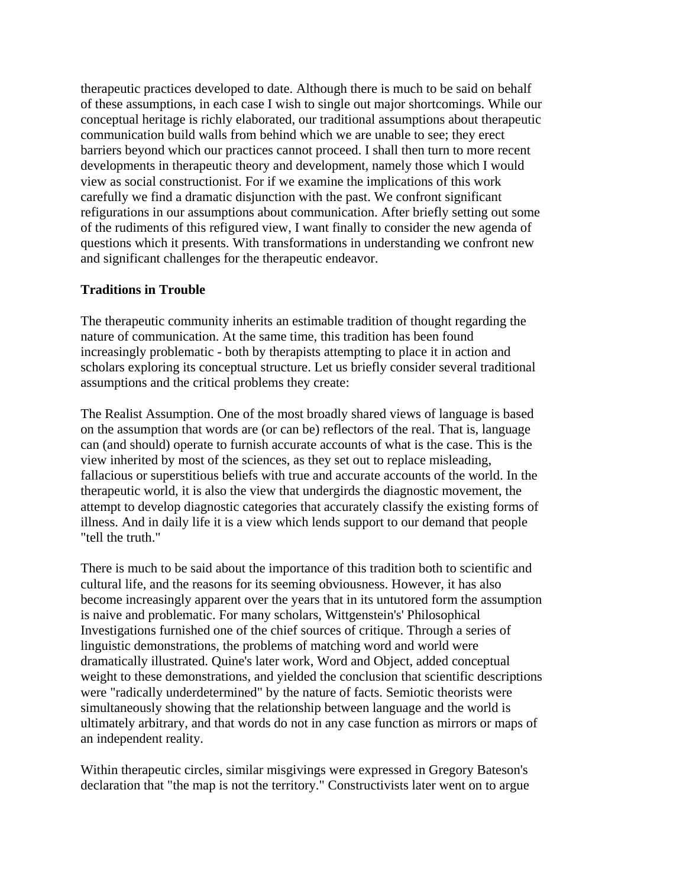therapeutic practices developed to date. Although there is much to be said on behalf of these assumptions, in each case I wish to single out major shortcomings. While our conceptual heritage is richly elaborated, our traditional assumptions about therapeutic communication build walls from behind which we are unable to see; they erect barriers beyond which our practices cannot proceed. I shall then turn to more recent developments in therapeutic theory and development, namely those which I would view as social constructionist. For if we examine the implications of this work carefully we find a dramatic disjunction with the past. We confront significant refigurations in our assumptions about communication. After briefly setting out some of the rudiments of this refigured view, I want finally to consider the new agenda of questions which it presents. With transformations in understanding we confront new and significant challenges for the therapeutic endeavor.

**Traditions in Trouble**

The therapeutic community inherits an estimable tradition of thought regarding the nature of communication. At the same time, this tradition has been found increasingly problematic - both by therapists attempting to place it in action and scholars exploring its conceptual structure. Let us briefly consider several traditional assumptions and the critical problems they create:

The Realist Assumption. One of the most broadly shared views of language is based on the assumption that words are (or can be) reflectors of the real. That is, language can (and should) operate to furnish accurate accounts of what is the case. This is the view inherited by most of the sciences, as they set out to replace misleading, fallacious or superstitious beliefs with true and accurate accounts of the world. In the therapeutic world, it is also the view that undergirds the diagnostic movement, the attempt to develop diagnostic categories that accurately classify the existing forms of illness. And in daily life it is a view which lends support to our demand that people "tell the truth."

There is much to be said about the importance of this tradition both to scientific and cultural life, and the reasons for its seeming obviousness. However, it has also become increasingly apparent over the years that in its untutored form the assumption is naive and problematic. For many scholars, Wittgenstein's' Philosophical Investigations furnished one of the chief sources of critique. Through a series of linguistic demonstrations, the problems of matching word and world were dramatically illustrated. Quine's later work, Word and Object, added conceptual weight to these demonstrations, and yielded the conclusion that scientific descriptions were "radically underdetermined" by the nature of facts. Semiotic theorists were simultaneously showing that the relationship between language and the world is ultimately arbitrary, and that words do not in any case function as mirrors or maps of an independent reality.

Within therapeutic circles, similar misgivings were expressed in Gregory Bateson's declaration that "the map is not the territory." Constructivists later went on to argue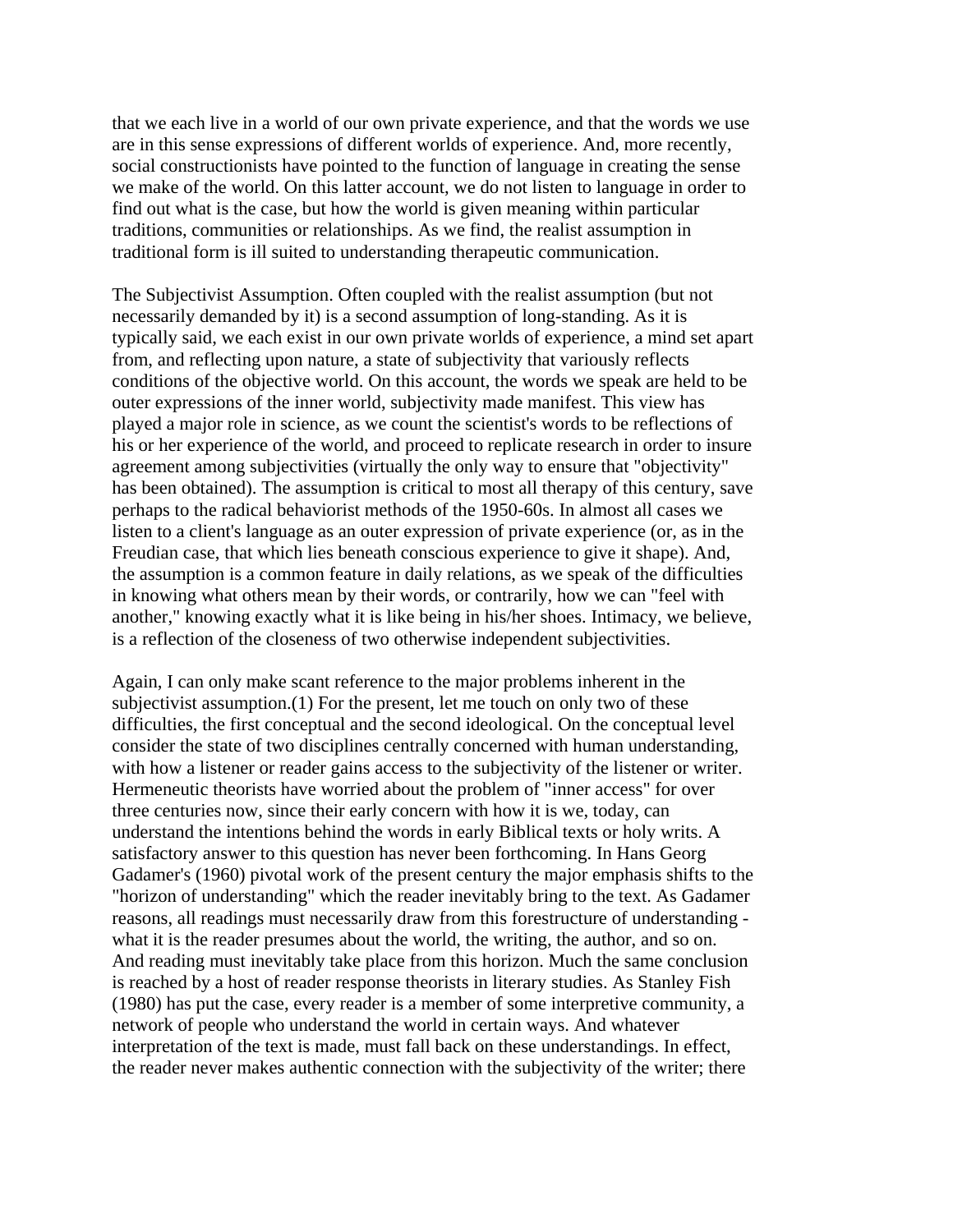that we each live in a world of our own private experience, and that the words we use are in this sense expressions of different worlds of experience. And, more recently, social constructionists have pointed to the function of language in creating the sense we make of the world. On this latter account, we do not listen to language in order to find out what is the case, but how the world is given meaning within particular traditions, communities or relationships. As we find, the realist assumption in traditional form is ill suited to understanding therapeutic communication.

The Subjectivist Assumption. Often coupled with the realist assumption (but not necessarily demanded by it) is a second assumption of long-standing. As it is typically said, we each exist in our own private worlds of experience, a mind set apart from, and reflecting upon nature, a state of subjectivity that variously reflects conditions of the objective world. On this account, the words we speak are held to be outer expressions of the inner world, subjectivity made manifest. This view has played a major role in science, as we count the scientist's words to be reflections of his or her experience of the world, and proceed to replicate research in order to insure agreement among subjectivities (virtually the only way to ensure that "objectivity" has been obtained). The assumption is critical to most all therapy of this century, save perhaps to the radical behaviorist methods of the 1950-60s. In almost all cases we listen to a client's language as an outer expression of private experience (or, as in the Freudian case, that which lies beneath conscious experience to give it shape). And, the assumption is a common feature in daily relations, as we speak of the difficulties in knowing what others mean by their words, or contrarily, how we can "feel with another," knowing exactly what it is like being in his/her shoes. Intimacy, we believe, is a reflection of the closeness of two otherwise independent subjectivities.

Again, I can only make scant reference to the major problems inherent in the subjectivist assumption.(1) For the present, let me touch on only two of these difficulties, the first conceptual and the second ideological. On the conceptual level consider the state of two disciplines centrally concerned with human understanding, with how a listener or reader gains access to the subjectivity of the listener or writer. Hermeneutic theorists have worried about the problem of "inner access" for over three centuries now, since their early concern with how it is we, today, can understand the intentions behind the words in early Biblical texts or holy writs. A satisfactory answer to this question has never been forthcoming. In Hans Georg Gadamer's (1960) pivotal work of the present century the major emphasis shifts to the "horizon of understanding" which the reader inevitably bring to the text. As Gadamer reasons, all readings must necessarily draw from this forestructure of understanding - what it is the reader presumes about the world, the writing, the author, and so on. And reading must inevitably take place from this horizon. Much the same conclusion is reached by a host of reader response theorists in literary studies. As Stanley Fish (1980) has put the case, every reader is a member of some interpretive community, a network of people who understand the world in certain ways. And whatever interpretation of the text is made, must fall back on these understandings. In effect, the reader never makes authentic connection with the subjectivity of the writer; there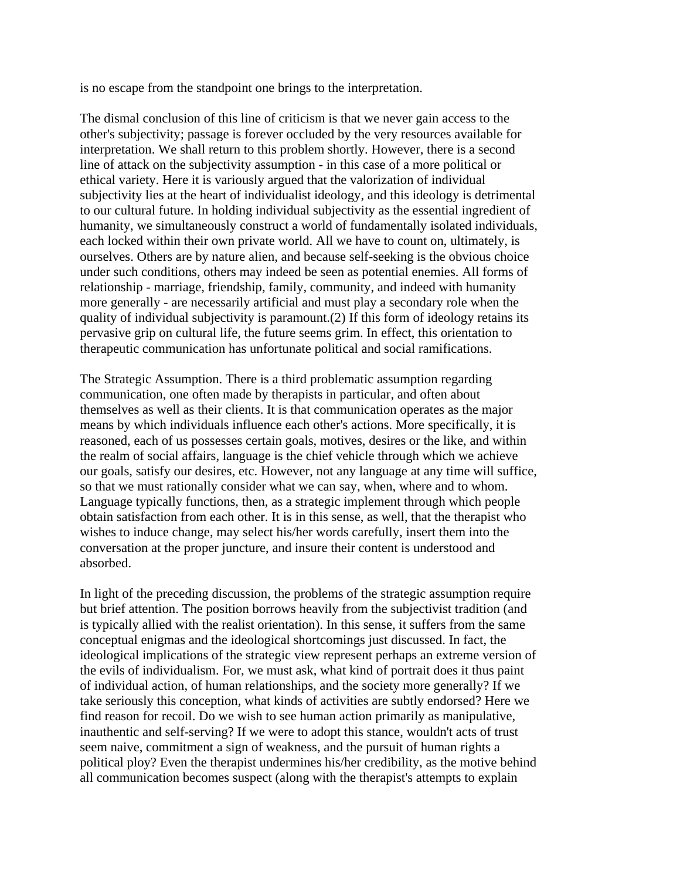is no escape from the standpoint one brings to the interpretation.

The dismal conclusion of this line of criticism is that we never gain access to the other's subjectivity; passage is forever occluded by the very resources available for interpretation. We shall return to this problem shortly. However, there is a second line of attack on the subjectivity assumption - in this case of a more political or ethical variety. Here it is variously argued that the valorization of individual subjectivity lies at the heart of individualist ideology, and this ideology is detrimental to our cultural future. In holding individual subjectivity as the essential ingredient of humanity, we simultaneously construct a world of fundamentally isolated individuals, each locked within their own private world. All we have to count on, ultimately, is ourselves. Others are by nature alien, and because self-seeking is the obvious choice under such conditions, others may indeed be seen as potential enemies. All forms of relationship - marriage, friendship, family, community, and indeed with humanity more generally - are necessarily artificial and must play a secondary role when the quality of individual subjectivity is paramount.(2) If this form of ideology retains its pervasive grip on cultural life, the future seems grim. In effect, this orientation to therapeutic communication has unfortunate political and social ramifications.

The Strategic Assumption. There is a third problematic assumption regarding communication, one often made by therapists in particular, and often about themselves as well as their clients. It is that communication operates as the major means by which individuals influence each other's actions. More specifically, it is reasoned, each of us possesses certain goals, motives, desires or the like, and within the realm of social affairs, language is the chief vehicle through which we achieve our goals, satisfy our desires, etc. However, not any language at any time will suffice, so that we must rationally consider what we can say, when, where and to whom. Language typically functions, then, as a strategic implement through which people obtain satisfaction from each other. It is in this sense, as well, that the therapist who wishes to induce change, may select his/her words carefully, insert them into the conversation at the proper juncture, and insure their content is understood and absorbed.

In light of the preceding discussion, the problems of the strategic assumption require but brief attention. The position borrows heavily from the subjectivist tradition (and is typically allied with the realist orientation). In this sense, it suffers from the same conceptual enigmas and the ideological shortcomings just discussed. In fact, the ideological implications of the strategic view represent perhaps an extreme version of the evils of individualism. For, we must ask, what kind of portrait does it thus paint of individual action, of human relationships, and the society more generally? If we take seriously this conception, what kinds of activities are subtly endorsed? Here we find reason for recoil. Do we wish to see human action primarily as manipulative, inauthentic and self-serving? If we were to adopt this stance, wouldn't acts of trust seem naive, commitment a sign of weakness, and the pursuit of human rights a political ploy? Even the therapist undermines his/her credibility, as the motive behind all communication becomes suspect (along with the therapist's attempts to explain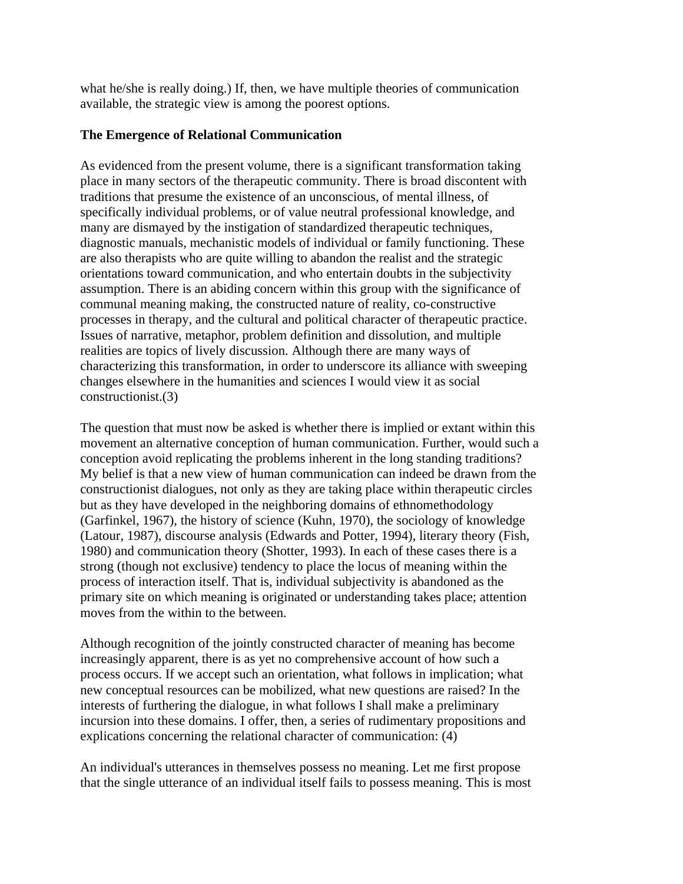what he/she is really doing.) If, then, we have multiple theories of communication available, the strategic view is among the poorest options.

**The Emergence of Relational Communication**

As evidenced from the present volume, there is a significant transformation taking place in many sectors of the therapeutic community. There is broad discontent with traditions that presume the existence of an unconscious, of mental illness, of specifically individual problems, or of value neutral professional knowledge, and many are dismayed by the instigation of standardized therapeutic techniques, diagnostic manuals, mechanistic models of individual or family functioning. These are also therapists who are quite willing to abandon the realist and the strategic orientations toward communication, and who entertain doubts in the subjectivity assumption. There is an abiding concern within this group with the significance of communal meaning making, the constructed nature of reality, co-constructive processes in therapy, and the cultural and political character of therapeutic practice. Issues of narrative, metaphor, problem definition and dissolution, and multiple realities are topics of lively discussion. Although there are many ways of characterizing this transformation, in order to underscore its alliance with sweeping changes elsewhere in the humanities and sciences I would view it as social constructionist.(3)

The question that must now be asked is whether there is implied or extant within this movement an alternative conception of human communication. Further, would such a conception avoid replicating the problems inherent in the long standing traditions? My belief is that a new view of human communication can indeed be drawn from the constructionist dialogues, not only as they are taking place within therapeutic circles but as they have developed in the neighboring domains of ethnomethodology (Garfinkel, 1967), the history of science (Kuhn, 1970), the sociology of knowledge (Latour, 1987), discourse analysis (Edwards and Potter, 1994), literary theory (Fish, 1980) and communication theory (Shotter, 1993). In each of these cases there is a strong (though not exclusive) tendency to place the locus of meaning within the process of interaction itself. That is, individual subjectivity is abandoned as the primary site on which meaning is originated or understanding takes place; attention moves from the within to the between.

Although recognition of the jointly constructed character of meaning has become increasingly apparent, there is as yet no comprehensive account of how such a process occurs. If we accept such an orientation, what follows in implication; what new conceptual resources can be mobilized, what new questions are raised? In the interests of furthering the dialogue, in what follows I shall make a preliminary incursion into these domains. I offer, then, a series of rudimentary propositions and explications concerning the relational character of communication: (4)

An individual's utterances in themselves possess no meaning. Let me first propose that the single utterance of an individual itself fails to possess meaning. This is most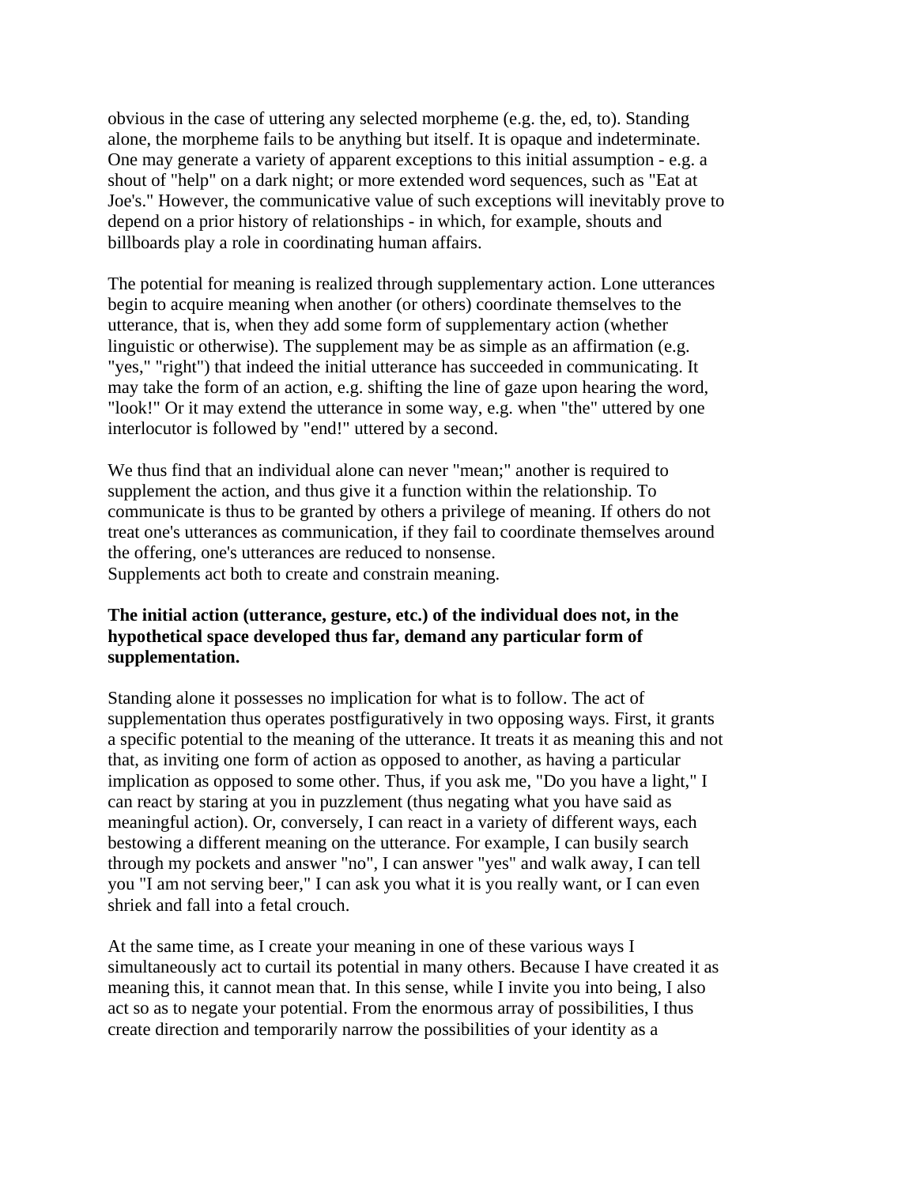obvious in the case of uttering any selected morpheme (e.g. the, ed, to). Standing alone, the morpheme fails to be anything but itself. It is opaque and indeterminate. One may generate a variety of apparent exceptions to this initial assumption - e.g. a shout of "help" on a dark night; or more extended word sequences, such as "Eat at Joe's." However, the communicative value of such exceptions will inevitably prove to depend on a prior history of relationships - in which, for example, shouts and billboards play a role in coordinating human affairs.

The potential for meaning is realized through supplementary action. Lone utterances begin to acquire meaning when another (or others) coordinate themselves to the utterance, that is, when they add some form of supplementary action (whether linguistic or otherwise). The supplement may be as simple as an affirmation (e.g. "yes," "right") that indeed the initial utterance has succeeded in communicating. It may take the form of an action, e.g. shifting the line of gaze upon hearing the word, "look!" Or it may extend the utterance in some way, e.g. when "the" uttered by one interlocutor is followed by "end!" uttered by a second.

We thus find that an individual alone can never "mean;" another is required to supplement the action, and thus give it a function within the relationship. To communicate is thus to be granted by others a privilege of meaning. If others do not treat one's utterances as communication, if they fail to coordinate themselves around the offering, one's utterances are reduced to nonsense.
Supplements act both to create and constrain meaning.

**The initial action (utterance, gesture, etc.) of the individual does not, in the hypothetical space developed thus far, demand any particular form of supplementation.**

Standing alone it possesses no implication for what is to follow. The act of supplementation thus operates postfiguratively in two opposing ways. First, it grants a specific potential to the meaning of the utterance. It treats it as meaning this and not that, as inviting one form of action as opposed to another, as having a particular implication as opposed to some other. Thus, if you ask me, "Do you have a light," I can react by staring at you in puzzlement (thus negating what you have said as meaningful action). Or, conversely, I can react in a variety of different ways, each bestowing a different meaning on the utterance. For example, I can busily search through my pockets and answer "no", I can answer "yes" and walk away, I can tell you "I am not serving beer," I can ask you what it is you really want, or I can even shriek and fall into a fetal crouch.

At the same time, as I create your meaning in one of these various ways I simultaneously act to curtail its potential in many others. Because I have created it as meaning this, it cannot mean that. In this sense, while I invite you into being, I also act so as to negate your potential. From the enormous array of possibilities, I thus create direction and temporarily narrow the possibilities of your identity as a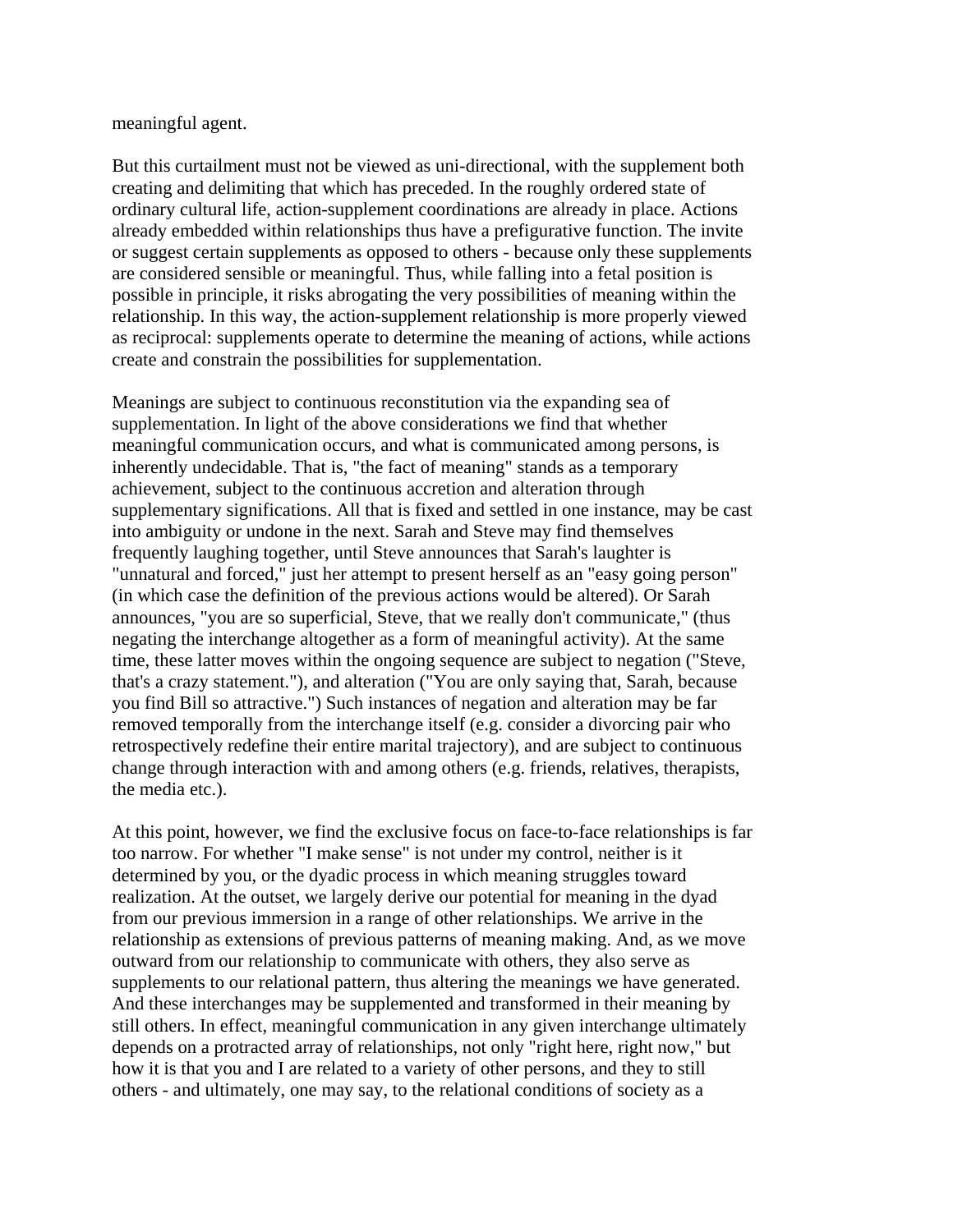meaningful agent.

But this curtailment must not be viewed as uni-directional, with the supplement both creating and delimiting that which has preceded. In the roughly ordered state of ordinary cultural life, action-supplement coordinations are already in place. Actions already embedded within relationships thus have a prefigurative function. The invite or suggest certain supplements as opposed to others - because only these supplements are considered sensible or meaningful. Thus, while falling into a fetal position is possible in principle, it risks abrogating the very possibilities of meaning within the relationship. In this way, the action-supplement relationship is more properly viewed as reciprocal: supplements operate to determine the meaning of actions, while actions create and constrain the possibilities for supplementation.

Meanings are subject to continuous reconstitution via the expanding sea of supplementation. In light of the above considerations we find that whether meaningful communication occurs, and what is communicated among persons, is inherently undecidable. That is, "the fact of meaning" stands as a temporary achievement, subject to the continuous accretion and alteration through supplementary significations. All that is fixed and settled in one instance, may be cast into ambiguity or undone in the next. Sarah and Steve may find themselves frequently laughing together, until Steve announces that Sarah's laughter is "unnatural and forced," just her attempt to present herself as an "easy going person" (in which case the definition of the previous actions would be altered). Or Sarah announces, "you are so superficial, Steve, that we really don't communicate," (thus negating the interchange altogether as a form of meaningful activity). At the same time, these latter moves within the ongoing sequence are subject to negation ("Steve, that's a crazy statement."), and alteration ("You are only saying that, Sarah, because you find Bill so attractive.") Such instances of negation and alteration may be far removed temporally from the interchange itself (e.g. consider a divorcing pair who retrospectively redefine their entire marital trajectory), and are subject to continuous change through interaction with and among others (e.g. friends, relatives, therapists, the media etc.).

At this point, however, we find the exclusive focus on face-to-face relationships is far too narrow. For whether "I make sense" is not under my control, neither is it determined by you, or the dyadic process in which meaning struggles toward realization. At the outset, we largely derive our potential for meaning in the dyad from our previous immersion in a range of other relationships. We arrive in the relationship as extensions of previous patterns of meaning making. And, as we move outward from our relationship to communicate with others, they also serve as supplements to our relational pattern, thus altering the meanings we have generated. And these interchanges may be supplemented and transformed in their meaning by still others. In effect, meaningful communication in any given interchange ultimately depends on a protracted array of relationships, not only "right here, right now," but how it is that you and I are related to a variety of other persons, and they to still others - and ultimately, one may say, to the relational conditions of society as a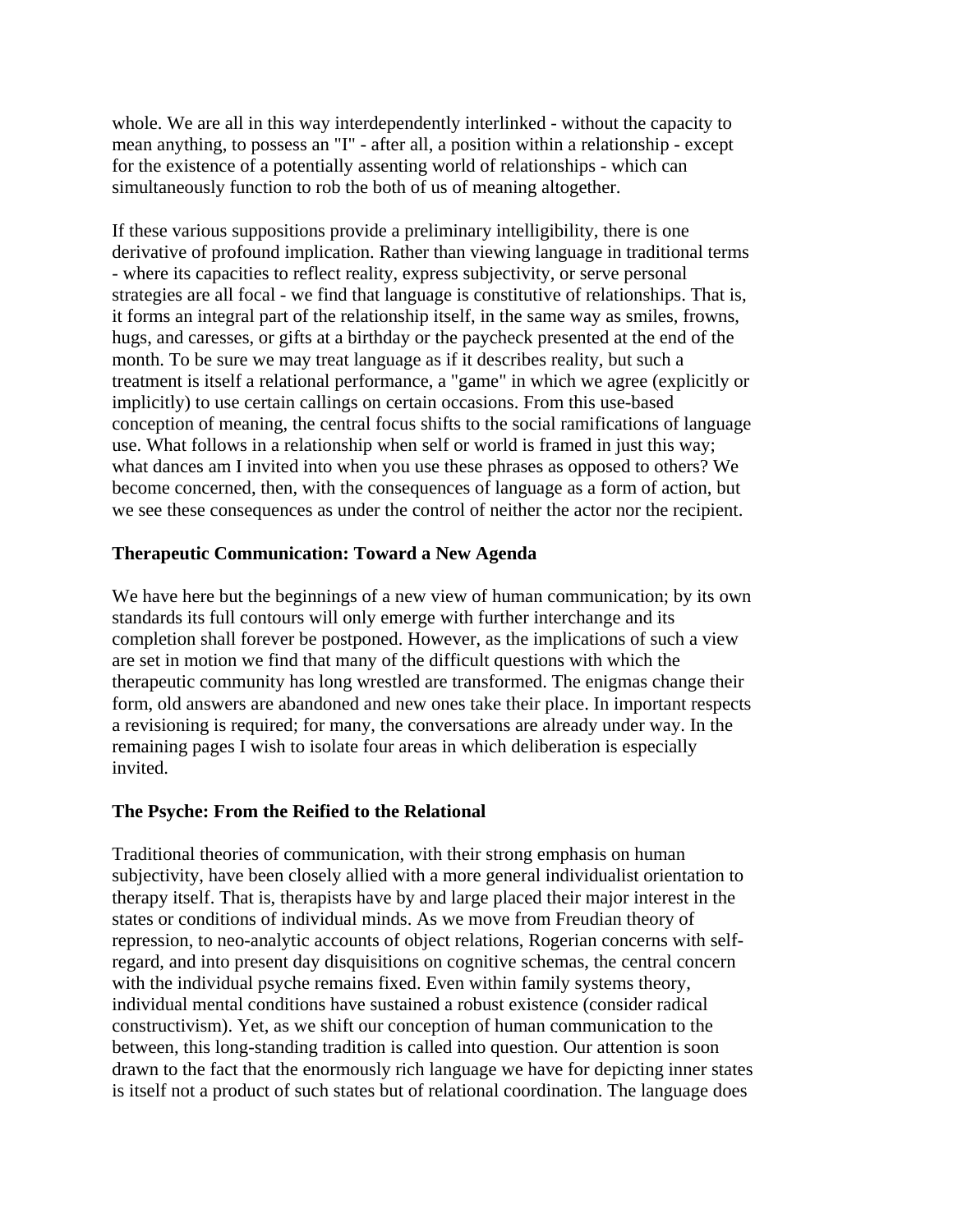whole. We are all in this way interdependently interlinked - without the capacity to mean anything, to possess an "I" - after all, a position within a relationship - except for the existence of a potentially assenting world of relationships - which can simultaneously function to rob the both of us of meaning altogether.

If these various suppositions provide a preliminary intelligibility, there is one derivative of profound implication. Rather than viewing language in traditional terms - where its capacities to reflect reality, express subjectivity, or serve personal strategies are all focal - we find that language is constitutive of relationships. That is, it forms an integral part of the relationship itself, in the same way as smiles, frowns, hugs, and caresses, or gifts at a birthday or the paycheck presented at the end of the month. To be sure we may treat language as if it describes reality, but such a treatment is itself a relational performance, a "game" in which we agree (explicitly or implicitly) to use certain callings on certain occasions. From this use-based conception of meaning, the central focus shifts to the social ramifications of language use. What follows in a relationship when self or world is framed in just this way; what dances am I invited into when you use these phrases as opposed to others? We become concerned, then, with the consequences of language as a form of action, but we see these consequences as under the control of neither the actor nor the recipient.

### Therapeutic Communication: Toward a New Agenda

We have here but the beginnings of a new view of human communication; by its own standards its full contours will only emerge with further interchange and its completion shall forever be postponed. However, as the implications of such a view are set in motion we find that many of the difficult questions with which the therapeutic community has long wrestled are transformed. The enigmas change their form, old answers are abandoned and new ones take their place. In important respects a revisioning is required; for many, the conversations are already under way. In the remaining pages I wish to isolate four areas in which deliberation is especially invited.

### The Psyche: From the Reified to the Relational

Traditional theories of communication, with their strong emphasis on human subjectivity, have been closely allied with a more general individualist orientation to therapy itself. That is, therapists have by and large placed their major interest in the states or conditions of individual minds. As we move from Freudian theory of repression, to neo-analytic accounts of object relations, Rogerian concerns with self-regard, and into present day disquisitions on cognitive schemas, the central concern with the individual psyche remains fixed. Even within family systems theory, individual mental conditions have sustained a robust existence (consider radical constructivism). Yet, as we shift our conception of human communication to the between, this long-standing tradition is called into question. Our attention is soon drawn to the fact that the enormously rich language we have for depicting inner states is itself not a product of such states but of relational coordination. The language does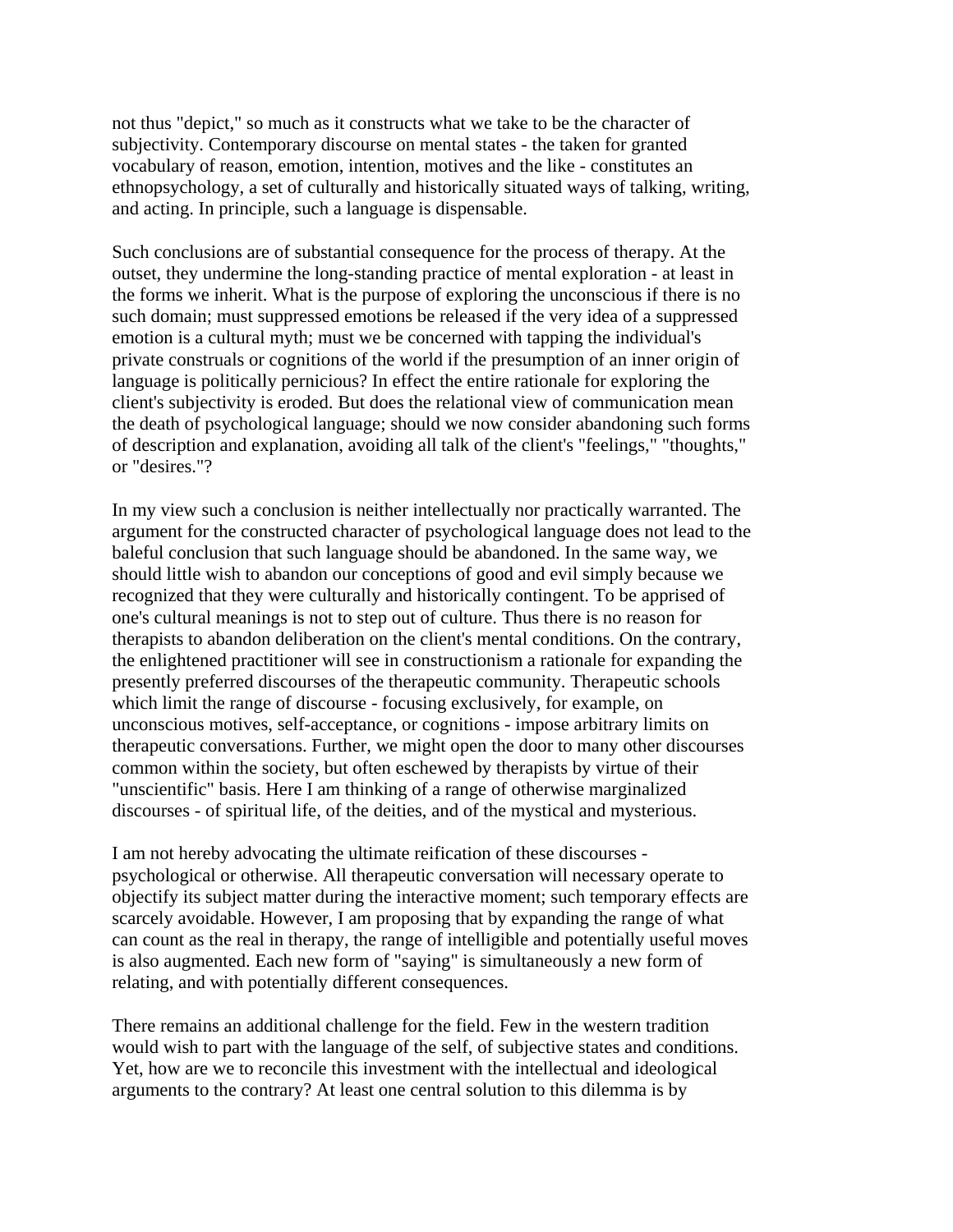not thus "depict," so much as it constructs what we take to be the character of subjectivity. Contemporary discourse on mental states - the taken for granted vocabulary of reason, emotion, intention, motives and the like - constitutes an ethnopsychology, a set of culturally and historically situated ways of talking, writing, and acting. In principle, such a language is dispensable.

Such conclusions are of substantial consequence for the process of therapy. At the outset, they undermine the long-standing practice of mental exploration - at least in the forms we inherit. What is the purpose of exploring the unconscious if there is no such domain; must suppressed emotions be released if the very idea of a suppressed emotion is a cultural myth; must we be concerned with tapping the individual's private construals or cognitions of the world if the presumption of an inner origin of language is politically pernicious? In effect the entire rationale for exploring the client's subjectivity is eroded. But does the relational view of communication mean the death of psychological language; should we now consider abandoning such forms of description and explanation, avoiding all talk of the client's "feelings," "thoughts," or "desires."?

In my view such a conclusion is neither intellectually nor practically warranted. The argument for the constructed character of psychological language does not lead to the baleful conclusion that such language should be abandoned. In the same way, we should little wish to abandon our conceptions of good and evil simply because we recognized that they were culturally and historically contingent. To be apprised of one's cultural meanings is not to step out of culture. Thus there is no reason for therapists to abandon deliberation on the client's mental conditions. On the contrary, the enlightened practitioner will see in constructionism a rationale for expanding the presently preferred discourses of the therapeutic community. Therapeutic schools which limit the range of discourse - focusing exclusively, for example, on unconscious motives, self-acceptance, or cognitions - impose arbitrary limits on therapeutic conversations. Further, we might open the door to many other discourses common within the society, but often eschewed by therapists by virtue of their "unscientific" basis. Here I am thinking of a range of otherwise marginalized discourses - of spiritual life, of the deities, and of the mystical and mysterious.

I am not hereby advocating the ultimate reification of these discourses - psychological or otherwise. All therapeutic conversation will necessary operate to objectify its subject matter during the interactive moment; such temporary effects are scarcely avoidable. However, I am proposing that by expanding the range of what can count as the real in therapy, the range of intelligible and potentially useful moves is also augmented. Each new form of "saying" is simultaneously a new form of relating, and with potentially different consequences.

There remains an additional challenge for the field. Few in the western tradition would wish to part with the language of the self, of subjective states and conditions. Yet, how are we to reconcile this investment with the intellectual and ideological arguments to the contrary? At least one central solution to this dilemma is by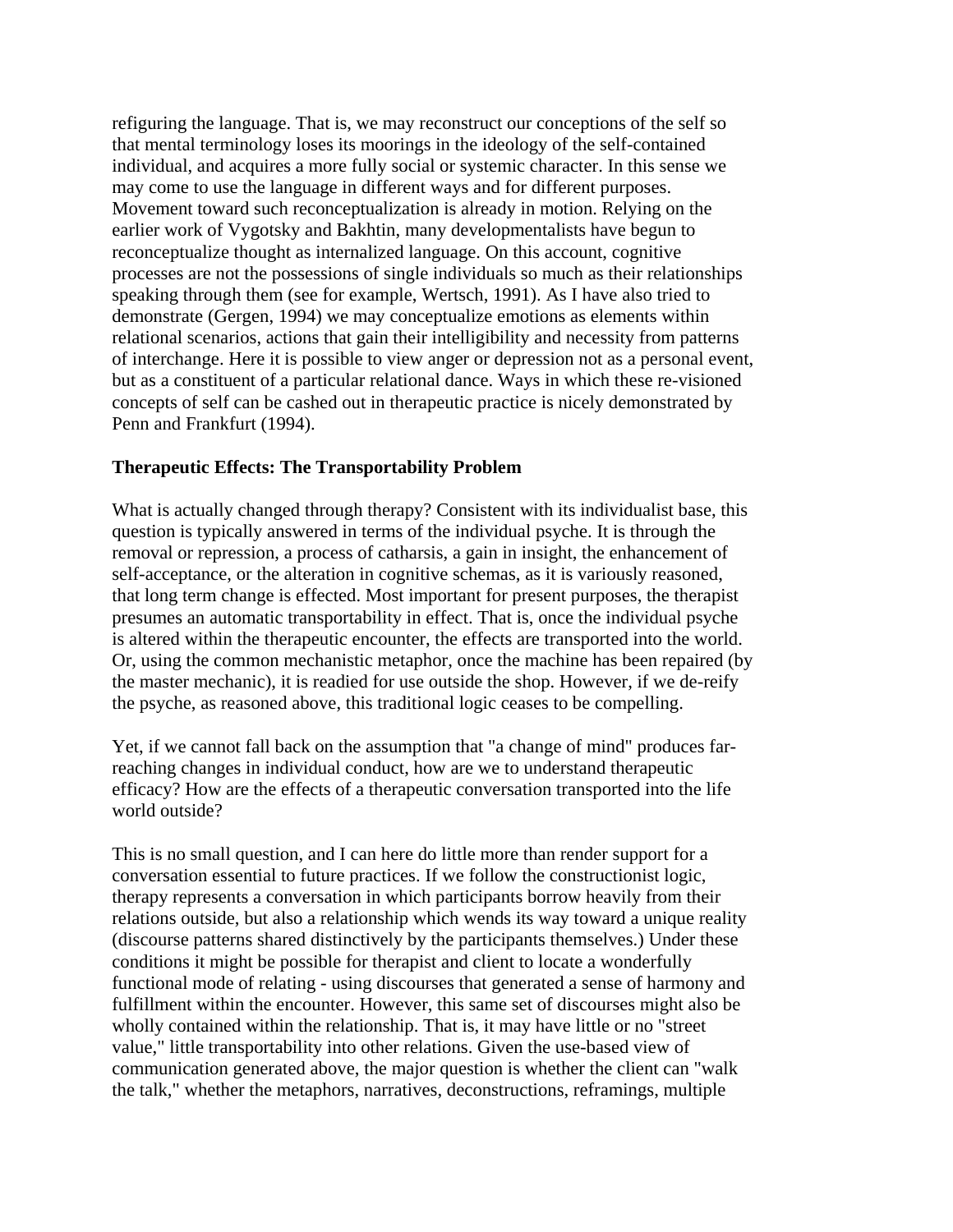refiguring the language. That is, we may reconstruct our conceptions of the self so that mental terminology loses its moorings in the ideology of the self-contained individual, and acquires a more fully social or systemic character. In this sense we may come to use the language in different ways and for different purposes. Movement toward such reconceptualization is already in motion. Relying on the earlier work of Vygotsky and Bakhtin, many developmentalists have begun to reconceptualize thought as internalized language. On this account, cognitive processes are not the possessions of single individuals so much as their relationships speaking through them (see for example, Wertsch, 1991). As I have also tried to demonstrate (Gergen, 1994) we may conceptualize emotions as elements within relational scenarios, actions that gain their intelligibility and necessity from patterns of interchange. Here it is possible to view anger or depression not as a personal event, but as a constituent of a particular relational dance. Ways in which these re-visioned concepts of self can be cashed out in therapeutic practice is nicely demonstrated by Penn and Frankfurt (1994).

### Therapeutic Effects: The Transportability Problem

What is actually changed through therapy? Consistent with its individualist base, this question is typically answered in terms of the individual psyche. It is through the removal or repression, a process of catharsis, a gain in insight, the enhancement of self-acceptance, or the alteration in cognitive schemas, as it is variously reasoned, that long term change is effected. Most important for present purposes, the therapist presumes an automatic transportability in effect. That is, once the individual psyche is altered within the therapeutic encounter, the effects are transported into the world. Or, using the common mechanistic metaphor, once the machine has been repaired (by the master mechanic), it is readied for use outside the shop. However, if we de-reify the psyche, as reasoned above, this traditional logic ceases to be compelling.

Yet, if we cannot fall back on the assumption that "a change of mind" produces far-reaching changes in individual conduct, how are we to understand therapeutic efficacy? How are the effects of a therapeutic conversation transported into the life world outside?

This is no small question, and I can here do little more than render support for a conversation essential to future practices. If we follow the constructionist logic, therapy represents a conversation in which participants borrow heavily from their relations outside, but also a relationship which wends its way toward a unique reality (discourse patterns shared distinctively by the participants themselves.) Under these conditions it might be possible for therapist and client to locate a wonderfully functional mode of relating - using discourses that generated a sense of harmony and fulfillment within the encounter. However, this same set of discourses might also be wholly contained within the relationship. That is, it may have little or no "street value," little transportability into other relations. Given the use-based view of communication generated above, the major question is whether the client can "walk the talk," whether the metaphors, narratives, deconstructions, reframings, multiple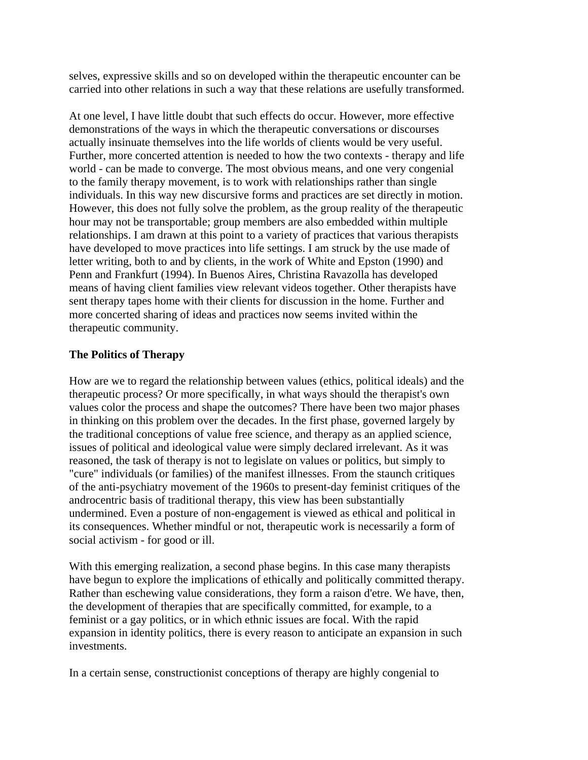selves, expressive skills and so on developed within the therapeutic encounter can be carried into other relations in such a way that these relations are usefully transformed.

At one level, I have little doubt that such effects do occur. However, more effective demonstrations of the ways in which the therapeutic conversations or discourses actually insinuate themselves into the life worlds of clients would be very useful. Further, more concerted attention is needed to how the two contexts - therapy and life world - can be made to converge. The most obvious means, and one very congenial to the family therapy movement, is to work with relationships rather than single individuals. In this way new discursive forms and practices are set directly in motion. However, this does not fully solve the problem, as the group reality of the therapeutic hour may not be transportable; group members are also embedded within multiple relationships. I am drawn at this point to a variety of practices that various therapists have developed to move practices into life settings. I am struck by the use made of letter writing, both to and by clients, in the work of White and Epston (1990) and Penn and Frankfurt (1994). In Buenos Aires, Christina Ravazolla has developed means of having client families view relevant videos together. Other therapists have sent therapy tapes home with their clients for discussion in the home. Further and more concerted sharing of ideas and practices now seems invited within the therapeutic community.

**The Politics of Therapy**

How are we to regard the relationship between values (ethics, political ideals) and the therapeutic process? Or more specifically, in what ways should the therapist's own values color the process and shape the outcomes? There have been two major phases in thinking on this problem over the decades. In the first phase, governed largely by the traditional conceptions of value free science, and therapy as an applied science, issues of political and ideological value were simply declared irrelevant. As it was reasoned, the task of therapy is not to legislate on values or politics, but simply to "cure" individuals (or families) of the manifest illnesses. From the staunch critiques of the anti-psychiatry movement of the 1960s to present-day feminist critiques of the androcentric basis of traditional therapy, this view has been substantially undermined. Even a posture of non-engagement is viewed as ethical and political in its consequences. Whether mindful or not, therapeutic work is necessarily a form of social activism - for good or ill.

With this emerging realization, a second phase begins. In this case many therapists have begun to explore the implications of ethically and politically committed therapy. Rather than eschewing value considerations, they form a raison d'etre. We have, then, the development of therapies that are specifically committed, for example, to a feminist or a gay politics, or in which ethnic issues are focal. With the rapid expansion in identity politics, there is every reason to anticipate an expansion in such investments.

In a certain sense, constructionist conceptions of therapy are highly congenial to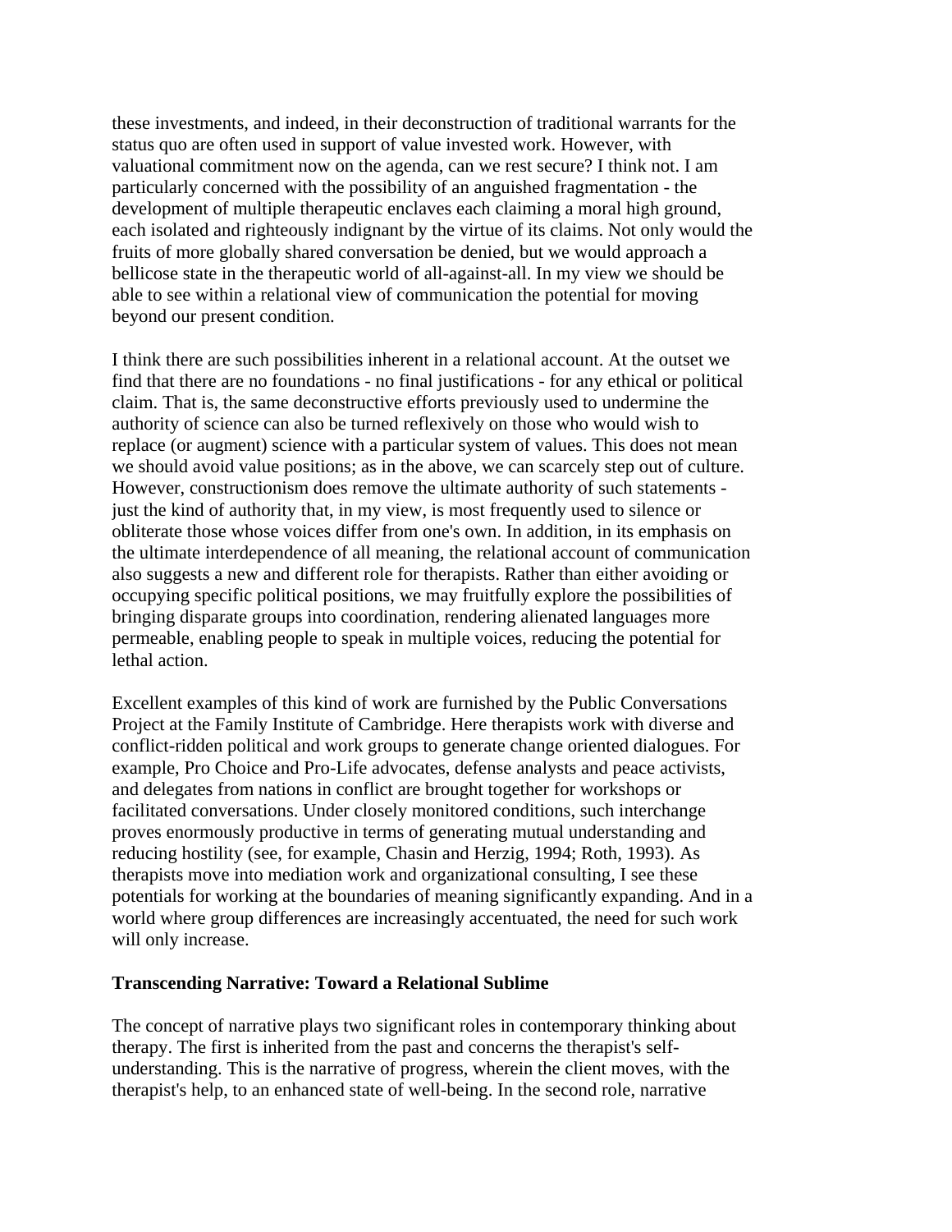these investments, and indeed, in their deconstruction of traditional warrants for the status quo are often used in support of value invested work. However, with valuational commitment now on the agenda, can we rest secure? I think not. I am particularly concerned with the possibility of an anguished fragmentation - the development of multiple therapeutic enclaves each claiming a moral high ground, each isolated and righteously indignant by the virtue of its claims. Not only would the fruits of more globally shared conversation be denied, but we would approach a bellicose state in the therapeutic world of all-against-all. In my view we should be able to see within a relational view of communication the potential for moving beyond our present condition.

I think there are such possibilities inherent in a relational account. At the outset we find that there are no foundations - no final justifications - for any ethical or political claim. That is, the same deconstructive efforts previously used to undermine the authority of science can also be turned reflexively on those who would wish to replace (or augment) science with a particular system of values. This does not mean we should avoid value positions; as in the above, we can scarcely step out of culture. However, constructionism does remove the ultimate authority of such statements - just the kind of authority that, in my view, is most frequently used to silence or obliterate those whose voices differ from one's own. In addition, in its emphasis on the ultimate interdependence of all meaning, the relational account of communication also suggests a new and different role for therapists. Rather than either avoiding or occupying specific political positions, we may fruitfully explore the possibilities of bringing disparate groups into coordination, rendering alienated languages more permeable, enabling people to speak in multiple voices, reducing the potential for lethal action.

Excellent examples of this kind of work are furnished by the Public Conversations Project at the Family Institute of Cambridge. Here therapists work with diverse and conflict-ridden political and work groups to generate change oriented dialogues. For example, Pro Choice and Pro-Life advocates, defense analysts and peace activists, and delegates from nations in conflict are brought together for workshops or facilitated conversations. Under closely monitored conditions, such interchange proves enormously productive in terms of generating mutual understanding and reducing hostility (see, for example, Chasin and Herzig, 1994; Roth, 1993). As therapists move into mediation work and organizational consulting, I see these potentials for working at the boundaries of meaning significantly expanding. And in a world where group differences are increasingly accentuated, the need for such work will only increase.

**Transcending Narrative: Toward a Relational Sublime**

The concept of narrative plays two significant roles in contemporary thinking about therapy. The first is inherited from the past and concerns the therapist's self-understanding. This is the narrative of progress, wherein the client moves, with the therapist's help, to an enhanced state of well-being. In the second role, narrative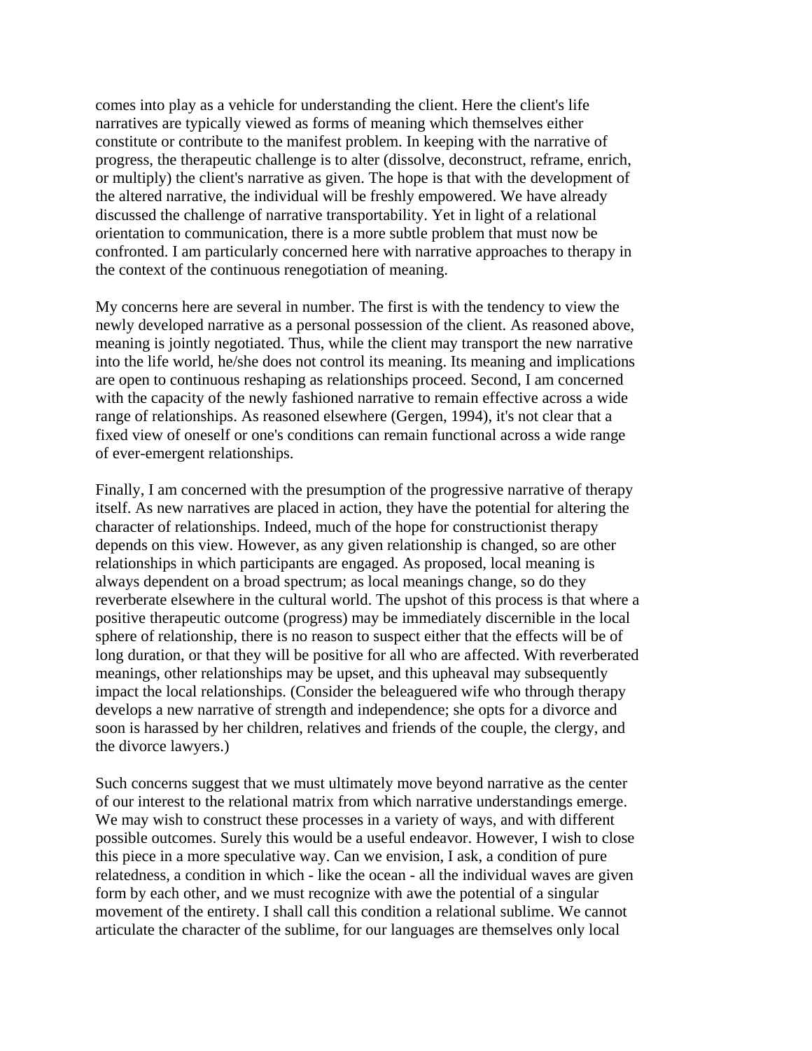comes into play as a vehicle for understanding the client. Here the client's life narratives are typically viewed as forms of meaning which themselves either constitute or contribute to the manifest problem. In keeping with the narrative of progress, the therapeutic challenge is to alter (dissolve, deconstruct, reframe, enrich, or multiply) the client's narrative as given. The hope is that with the development of the altered narrative, the individual will be freshly empowered. We have already discussed the challenge of narrative transportability. Yet in light of a relational orientation to communication, there is a more subtle problem that must now be confronted. I am particularly concerned here with narrative approaches to therapy in the context of the continuous renegotiation of meaning.

My concerns here are several in number. The first is with the tendency to view the newly developed narrative as a personal possession of the client. As reasoned above, meaning is jointly negotiated. Thus, while the client may transport the new narrative into the life world, he/she does not control its meaning. Its meaning and implications are open to continuous reshaping as relationships proceed. Second, I am concerned with the capacity of the newly fashioned narrative to remain effective across a wide range of relationships. As reasoned elsewhere (Gergen, 1994), it's not clear that a fixed view of oneself or one's conditions can remain functional across a wide range of ever-emergent relationships.

Finally, I am concerned with the presumption of the progressive narrative of therapy itself. As new narratives are placed in action, they have the potential for altering the character of relationships. Indeed, much of the hope for constructionist therapy depends on this view. However, as any given relationship is changed, so are other relationships in which participants are engaged. As proposed, local meaning is always dependent on a broad spectrum; as local meanings change, so do they reverberate elsewhere in the cultural world. The upshot of this process is that where a positive therapeutic outcome (progress) may be immediately discernible in the local sphere of relationship, there is no reason to suspect either that the effects will be of long duration, or that they will be positive for all who are affected. With reverberated meanings, other relationships may be upset, and this upheaval may subsequently impact the local relationships. (Consider the beleaguered wife who through therapy develops a new narrative of strength and independence; she opts for a divorce and soon is harassed by her children, relatives and friends of the couple, the clergy, and the divorce lawyers.)

Such concerns suggest that we must ultimately move beyond narrative as the center of our interest to the relational matrix from which narrative understandings emerge. We may wish to construct these processes in a variety of ways, and with different possible outcomes. Surely this would be a useful endeavor. However, I wish to close this piece in a more speculative way. Can we envision, I ask, a condition of pure relatedness, a condition in which - like the ocean - all the individual waves are given form by each other, and we must recognize with awe the potential of a singular movement of the entirety. I shall call this condition a relational sublime. We cannot articulate the character of the sublime, for our languages are themselves only local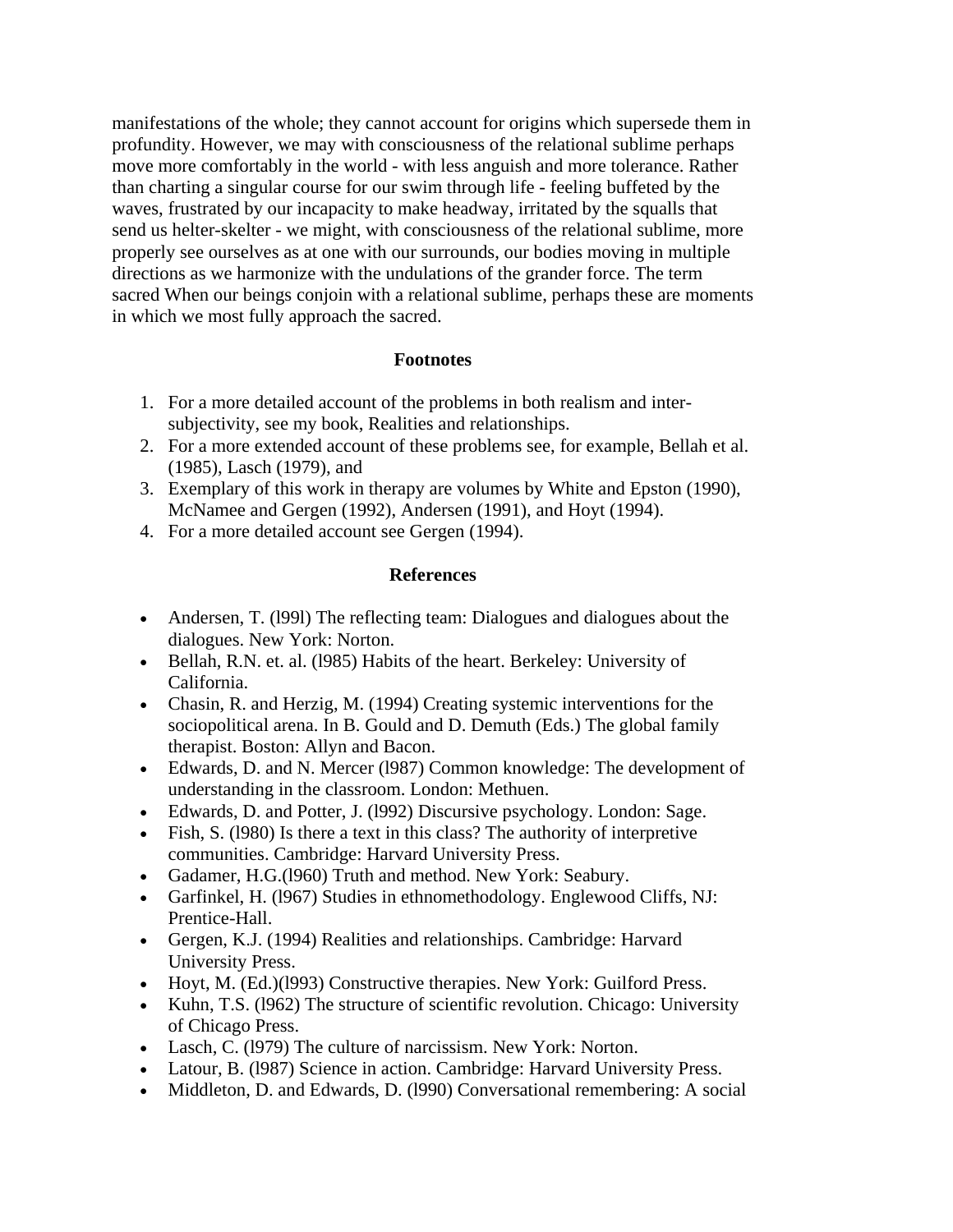manifestations of the whole; they cannot account for origins which supersede them in profundity. However, we may with consciousness of the relational sublime perhaps move more comfortably in the world - with less anguish and more tolerance. Rather than charting a singular course for our swim through life - feeling buffeted by the waves, frustrated by our incapacity to make headway, irritated by the squalls that send us helter-skelter - we might, with consciousness of the relational sublime, more properly see ourselves as at one with our surrounds, our bodies moving in multiple directions as we harmonize with the undulations of the grander force. The term sacred When our beings conjoin with a relational sublime, perhaps these are moments in which we most fully approach the sacred.

### Footnotes

1. For a more detailed account of the problems in both realism and inter-subjectivity, see my book, Realities and relationships.
2. For a more extended account of these problems see, for example, Bellah et al. (1985), Lasch (1979), and
3. Exemplary of this work in therapy are volumes by White and Epston (1990), McNamee and Gergen (1992), Andersen (1991), and Hoyt (1994).
4. For a more detailed account see Gergen (1994).

### References

- Andersen, T. (l99l) The reflecting team: Dialogues and dialogues about the dialogues. New York: Norton.
- Bellah, R.N. et. al. (l985) Habits of the heart. Berkeley: University of California.
- Chasin, R. and Herzig, M. (1994) Creating systemic interventions for the sociopolitical arena. In B. Gould and D. Demuth (Eds.) The global family therapist. Boston: Allyn and Bacon.
- Edwards, D. and N. Mercer (l987) Common knowledge: The development of understanding in the classroom. London: Methuen.
- Edwards, D. and Potter, J. (l992) Discursive psychology. London: Sage.
- Fish, S. (l980) Is there a text in this class? The authority of interpretive communities. Cambridge: Harvard University Press.
- Gadamer, H.G.(l960) Truth and method. New York: Seabury.
- Garfinkel, H. (l967) Studies in ethnomethodology. Englewood Cliffs, NJ: Prentice-Hall.
- Gergen, K.J. (1994) Realities and relationships. Cambridge: Harvard University Press.
- Hoyt, M. (Ed.)(l993) Constructive therapies. New York: Guilford Press.
- Kuhn, T.S. (l962) The structure of scientific revolution. Chicago: University of Chicago Press.
- Lasch, C. (l979) The culture of narcissism. New York: Norton.
- Latour, B. (l987) Science in action. Cambridge: Harvard University Press.
- Middleton, D. and Edwards, D. (l990) Conversational remembering: A social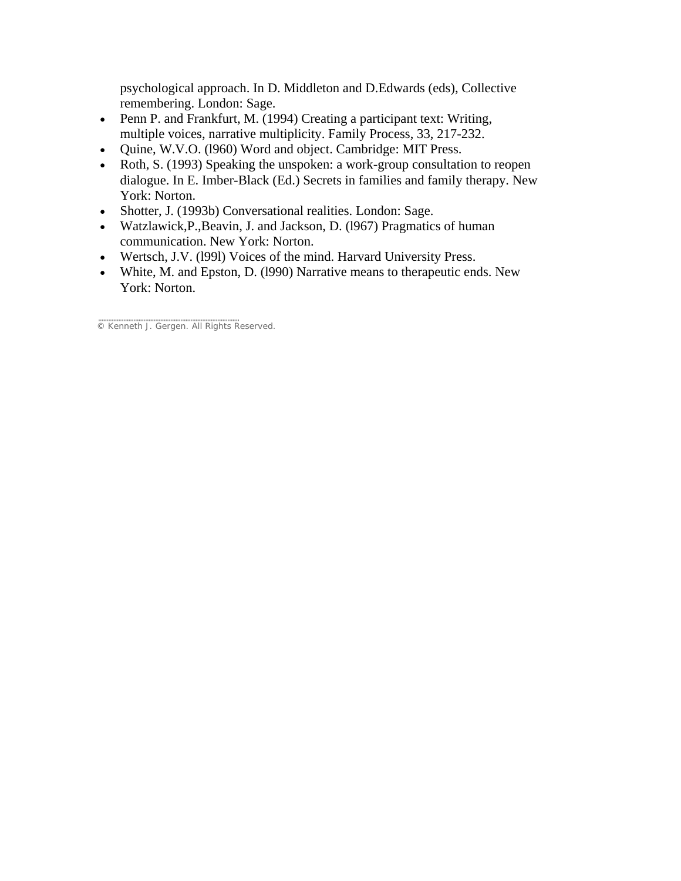psychological approach. In D. Middleton and D.Edwards (eds), Collective remembering. London: Sage.

- Penn P. and Frankfurt, M. (1994) Creating a participant text: Writing, multiple voices, narrative multiplicity. Family Process, 33, 217-232.
- Quine, W.V.O. (l960) Word and object. Cambridge: MIT Press.
- Roth, S. (1993) Speaking the unspoken: a work-group consultation to reopen dialogue. In E. Imber-Black (Ed.) Secrets in families and family therapy. New York: Norton.
- Shotter, J. (1993b) Conversational realities. London: Sage.
- Watzlawick,P.,Beavin, J. and Jackson, D. (l967) Pragmatics of human communication. New York: Norton.
- Wertsch, J.V. (l99l) Voices of the mind. Harvard University Press.
- White, M. and Epston, D. (l990) Narrative means to therapeutic ends. New York: Norton.

© Kenneth J. Gergen. All Rights Reserved.